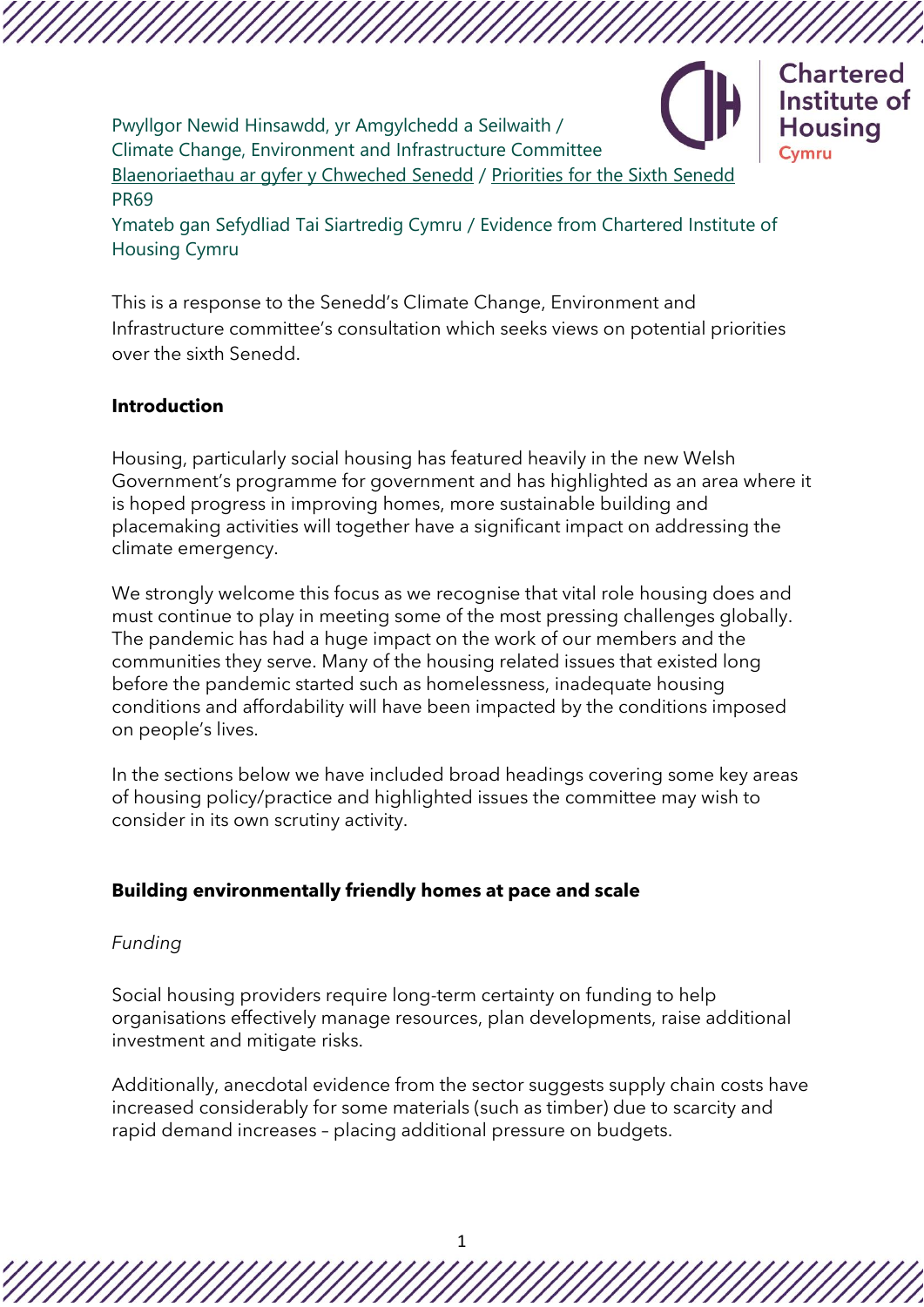Pwyllgor Newid Hinsawdd, yr Amgylchedd a Seilwaith /
Climate Change, Environment and Infrastructure Committee
Blaenoriaethau ar gyfer y Chweched Senedd / Priorities for the Sixth Senedd
PR69
Ymateb gan Sefydliad Tai Siartredig Cymru / Evidence from Chartered Institute of Housing Cymru

This is a response to the Senedd's Climate Change, Environment and Infrastructure committee's consultation which seeks views on potential priorities over the sixth Senedd.

**Introduction**

Housing, particularly social housing has featured heavily in the new Welsh Government's programme for government and has highlighted as an area where it is hoped progress in improving homes, more sustainable building and placemaking activities will together have a significant impact on addressing the climate emergency.

We strongly welcome this focus as we recognise that vital role housing does and must continue to play in meeting some of the most pressing challenges globally. The pandemic has had a huge impact on the work of our members and the communities they serve. Many of the housing related issues that existed long before the pandemic started such as homelessness, inadequate housing conditions and affordability will have been impacted by the conditions imposed on people's lives.

In the sections below we have included broad headings covering some key areas of housing policy/practice and highlighted issues the committee may wish to consider in its own scrutiny activity.

**Building environmentally friendly homes at pace and scale**

*Funding*

Social housing providers require long-term certainty on funding to help organisations effectively manage resources, plan developments, raise additional investment and mitigate risks.

Additionally, anecdotal evidence from the sector suggests supply chain costs have increased considerably for some materials (such as timber) due to scarcity and rapid demand increases – placing additional pressure on budgets.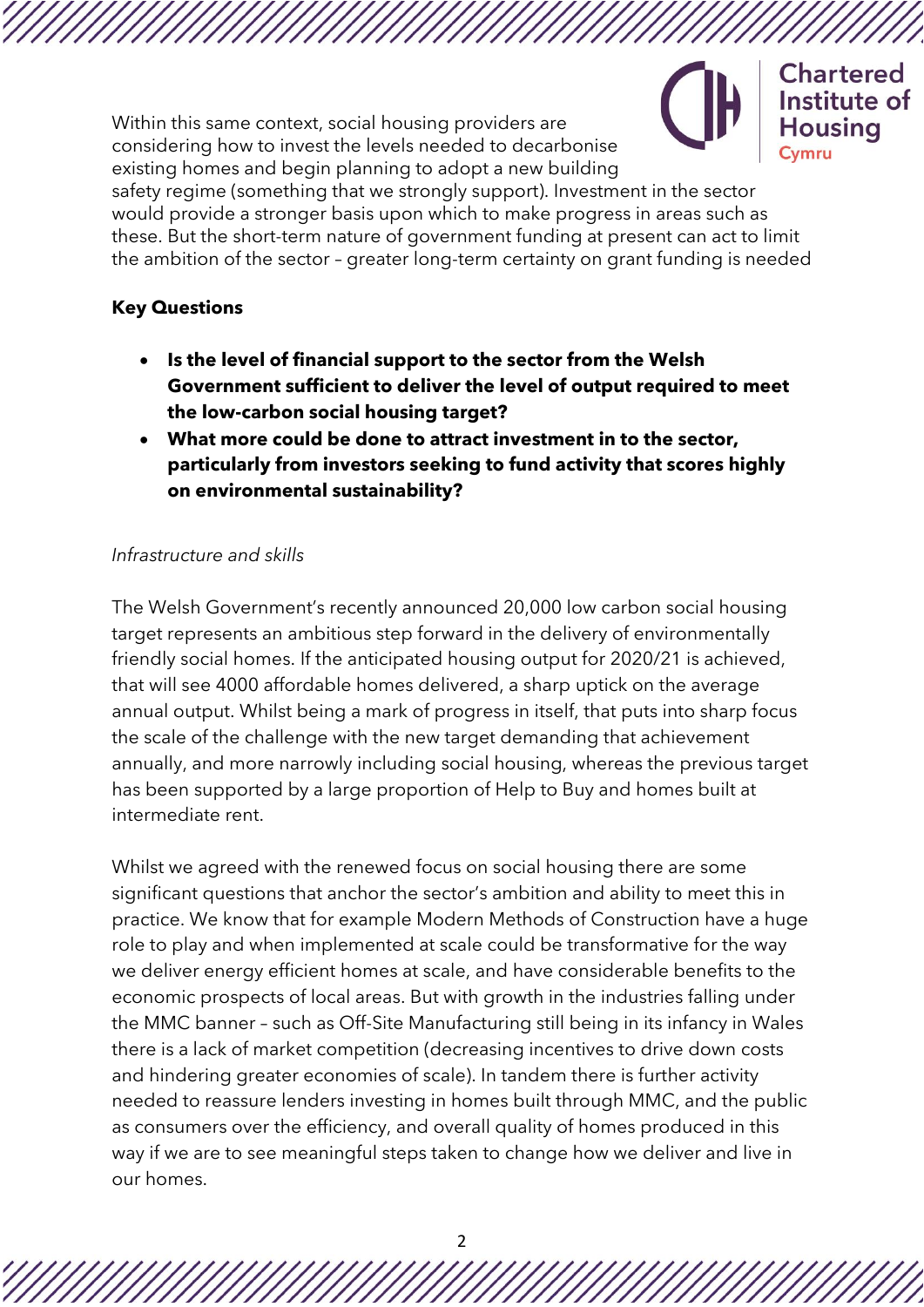Within this same context, social housing providers are considering how to invest the levels needed to decarbonise existing homes and begin planning to adopt a new building safety regime (something that we strongly support). Investment in the sector would provide a stronger basis upon which to make progress in areas such as these. But the short-term nature of government funding at present can act to limit the ambition of the sector – greater long-term certainty on grant funding is needed

**Key Questions**

- **Is the level of financial support to the sector from the Welsh Government sufficient to deliver the level of output required to meet the low-carbon social housing target?**
- **What more could be done to attract investment in to the sector, particularly from investors seeking to fund activity that scores highly on environmental sustainability?**

*Infrastructure and skills*

The Welsh Government's recently announced 20,000 low carbon social housing target represents an ambitious step forward in the delivery of environmentally friendly social homes. If the anticipated housing output for 2020/21 is achieved, that will see 4000 affordable homes delivered, a sharp uptick on the average annual output. Whilst being a mark of progress in itself, that puts into sharp focus the scale of the challenge with the new target demanding that achievement annually, and more narrowly including social housing, whereas the previous target has been supported by a large proportion of Help to Buy and homes built at intermediate rent.

Whilst we agreed with the renewed focus on social housing there are some significant questions that anchor the sector's ambition and ability to meet this in practice. We know that for example Modern Methods of Construction have a huge role to play and when implemented at scale could be transformative for the way we deliver energy efficient homes at scale, and have considerable benefits to the economic prospects of local areas. But with growth in the industries falling under the MMC banner – such as Off-Site Manufacturing still being in its infancy in Wales there is a lack of market competition (decreasing incentives to drive down costs and hindering greater economies of scale). In tandem there is further activity needed to reassure lenders investing in homes built through MMC, and the public as consumers over the efficiency, and overall quality of homes produced in this way if we are to see meaningful steps taken to change how we deliver and live in our homes.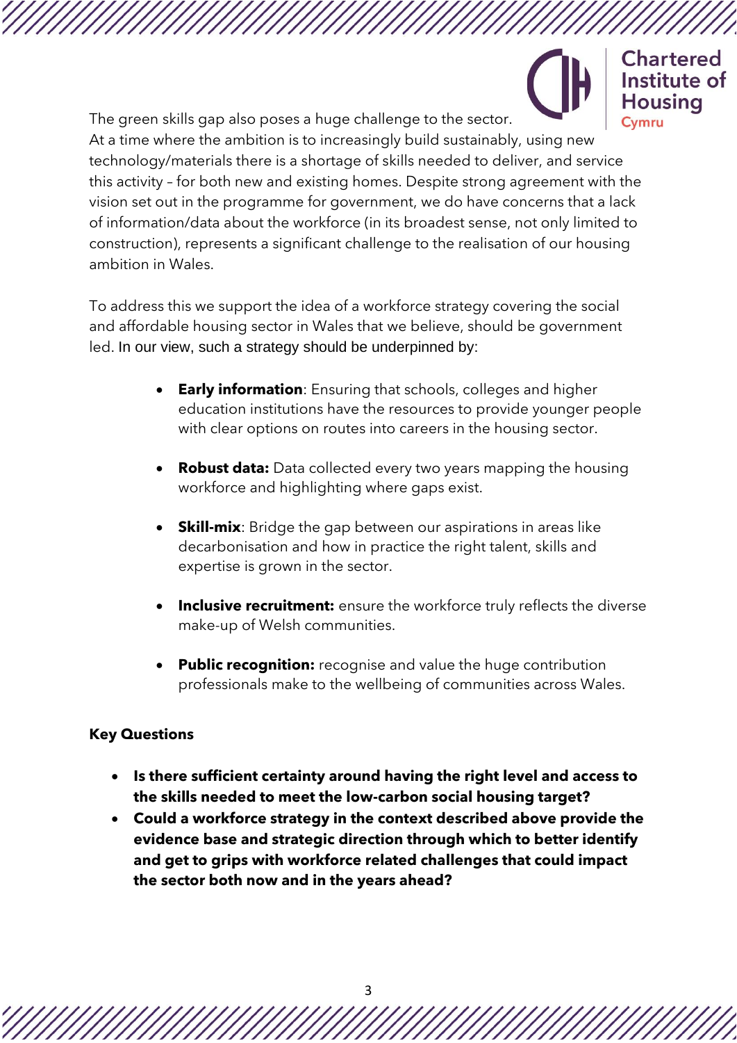The green skills gap also poses a huge challenge to the sector. At a time where the ambition is to increasingly build sustainably, using new technology/materials there is a shortage of skills needed to deliver, and service this activity – for both new and existing homes. Despite strong agreement with the vision set out in the programme for government, we do have concerns that a lack of information/data about the workforce (in its broadest sense, not only limited to construction), represents a significant challenge to the realisation of our housing ambition in Wales.

To address this we support the idea of a workforce strategy covering the social and affordable housing sector in Wales that we believe, should be government led. In our view, such a strategy should be underpinned by:

- **Early information**: Ensuring that schools, colleges and higher education institutions have the resources to provide younger people with clear options on routes into careers in the housing sector.
- **Robust data:** Data collected every two years mapping the housing workforce and highlighting where gaps exist.
- **Skill-mix**: Bridge the gap between our aspirations in areas like decarbonisation and how in practice the right talent, skills and expertise is grown in the sector.
- **Inclusive recruitment:** ensure the workforce truly reflects the diverse make-up of Welsh communities.
- **Public recognition:** recognise and value the huge contribution professionals make to the wellbeing of communities across Wales.

**Key Questions**

- **Is there sufficient certainty around having the right level and access to the skills needed to meet the low-carbon social housing target?**
- **Could a workforce strategy in the context described above provide the evidence base and strategic direction through which to better identify and get to grips with workforce related challenges that could impact the sector both now and in the years ahead?**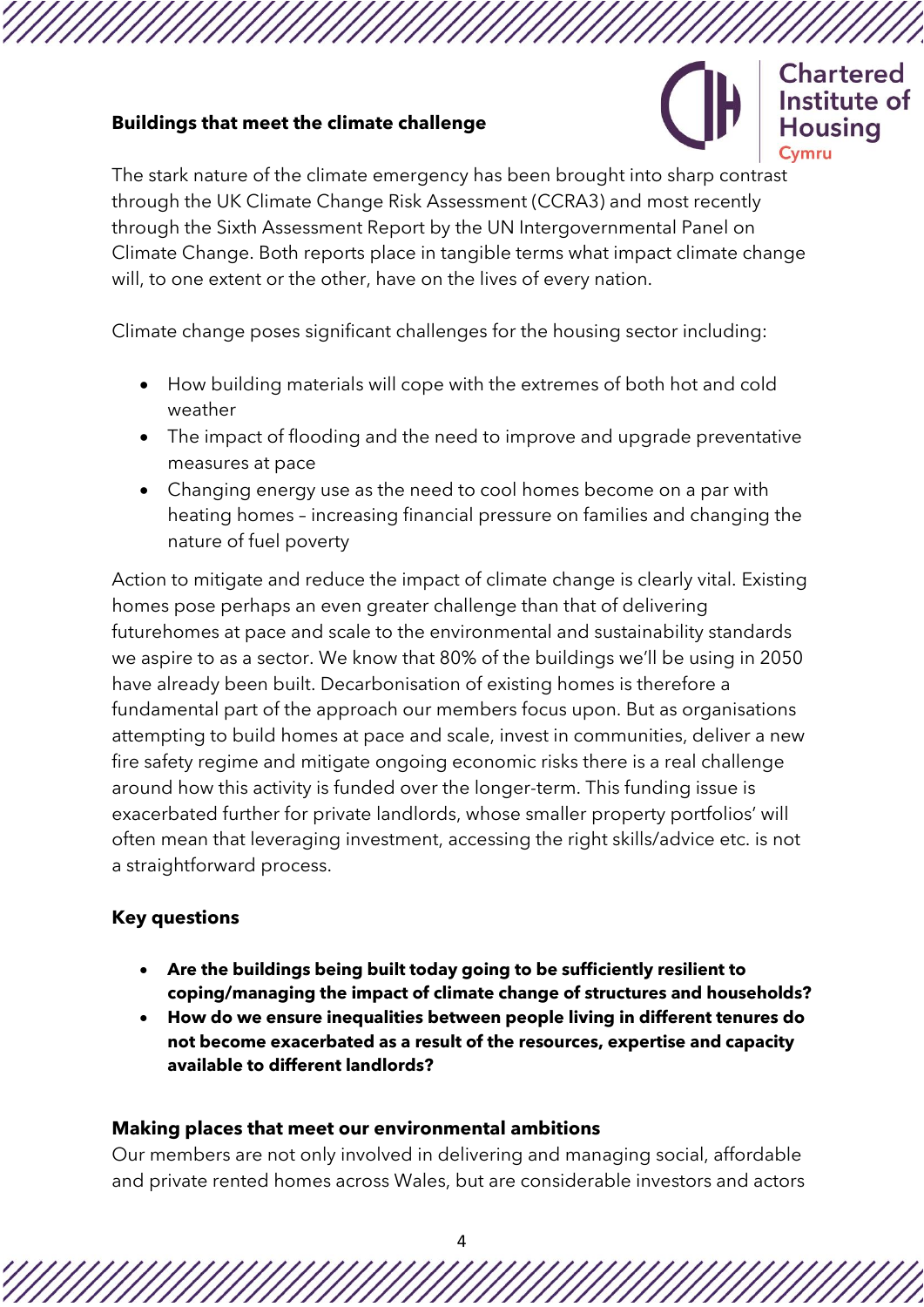**Buildings that meet the climate challenge**

The stark nature of the climate emergency has been brought into sharp contrast through the UK Climate Change Risk Assessment (CCRA3) and most recently through the Sixth Assessment Report by the UN Intergovernmental Panel on Climate Change. Both reports place in tangible terms what impact climate change will, to one extent or the other, have on the lives of every nation.

Climate change poses significant challenges for the housing sector including:

- How building materials will cope with the extremes of both hot and cold weather
- The impact of flooding and the need to improve and upgrade preventative measures at pace
- Changing energy use as the need to cool homes become on a par with heating homes – increasing financial pressure on families and changing the nature of fuel poverty

Action to mitigate and reduce the impact of climate change is clearly vital. Existing homes pose perhaps an even greater challenge than that of delivering futurehomes at pace and scale to the environmental and sustainability standards we aspire to as a sector. We know that 80% of the buildings we'll be using in 2050 have already been built. Decarbonisation of existing homes is therefore a fundamental part of the approach our members focus upon. But as organisations attempting to build homes at pace and scale, invest in communities, deliver a new fire safety regime and mitigate ongoing economic risks there is a real challenge around how this activity is funded over the longer-term. This funding issue is exacerbated further for private landlords, whose smaller property portfolios' will often mean that leveraging investment, accessing the right skills/advice etc. is not a straightforward process.

**Key questions**

- **Are the buildings being built today going to be sufficiently resilient to coping/managing the impact of climate change of structures and households?**
- **How do we ensure inequalities between people living in different tenures do not become exacerbated as a result of the resources, expertise and capacity available to different landlords?**

**Making places that meet our environmental ambitions**

Our members are not only involved in delivering and managing social, affordable and private rented homes across Wales, but are considerable investors and actors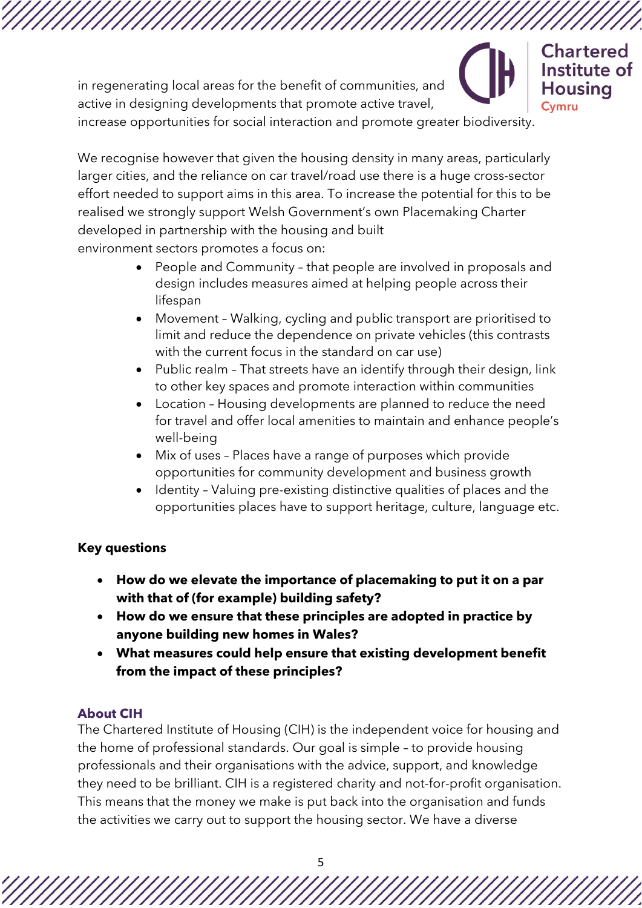in regenerating local areas for the benefit of communities, and active in designing developments that promote active travel, increase opportunities for social interaction and promote greater biodiversity.

We recognise however that given the housing density in many areas, particularly larger cities, and the reliance on car travel/road use there is a huge cross-sector effort needed to support aims in this area. To increase the potential for this to be realised we strongly support Welsh Government's own Placemaking Charter developed in partnership with the housing and built environment sectors promotes a focus on:

- People and Community – that people are involved in proposals and design includes measures aimed at helping people across their lifespan
- Movement – Walking, cycling and public transport are prioritised to limit and reduce the dependence on private vehicles (this contrasts with the current focus in the standard on car use)
- Public realm – That streets have an identify through their design, link to other key spaces and promote interaction within communities
- Location – Housing developments are planned to reduce the need for travel and offer local amenities to maintain and enhance people's well-being
- Mix of uses – Places have a range of purposes which provide opportunities for community development and business growth
- Identity – Valuing pre-existing distinctive qualities of places and the opportunities places have to support heritage, culture, language etc.

**Key questions**

- **How do we elevate the importance of placemaking to put it on a par with that of (for example) building safety?**
- **How do we ensure that these principles are adopted in practice by anyone building new homes in Wales?**
- **What measures could help ensure that existing development benefit from the impact of these principles?**

## About CIH

The Chartered Institute of Housing (CIH) is the independent voice for housing and the home of professional standards. Our goal is simple – to provide housing professionals and their organisations with the advice, support, and knowledge they need to be brilliant. CIH is a registered charity and not-for-profit organisation. This means that the money we make is put back into the organisation and funds the activities we carry out to support the housing sector. We have a diverse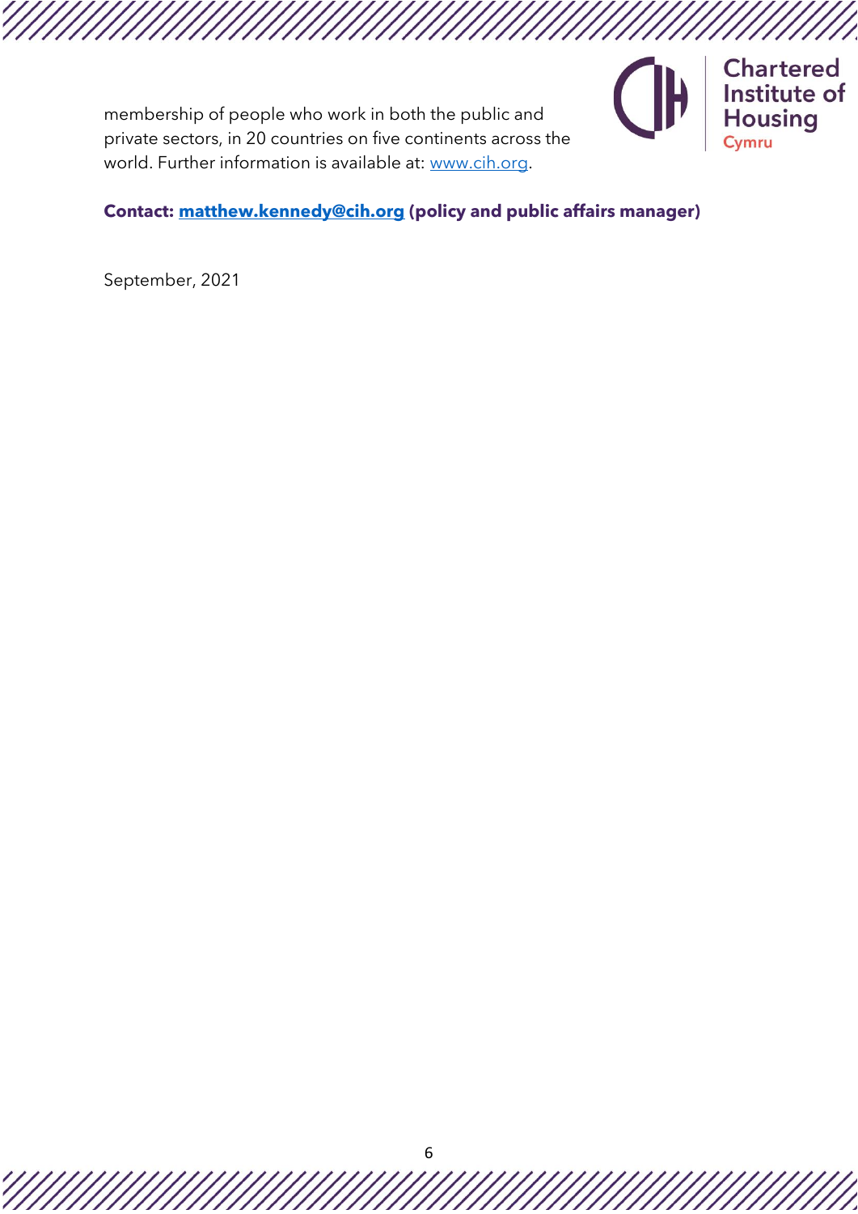membership of people who work in both the public and private sectors, in 20 countries on five continents across the world. Further information is available at: [www.cih.org](http://www.cih.org).

**Contact: [matthew.kennedy@cih.org](mailto:matthew.kennedy@cih.org) (policy and public affairs manager)**

September, 2021